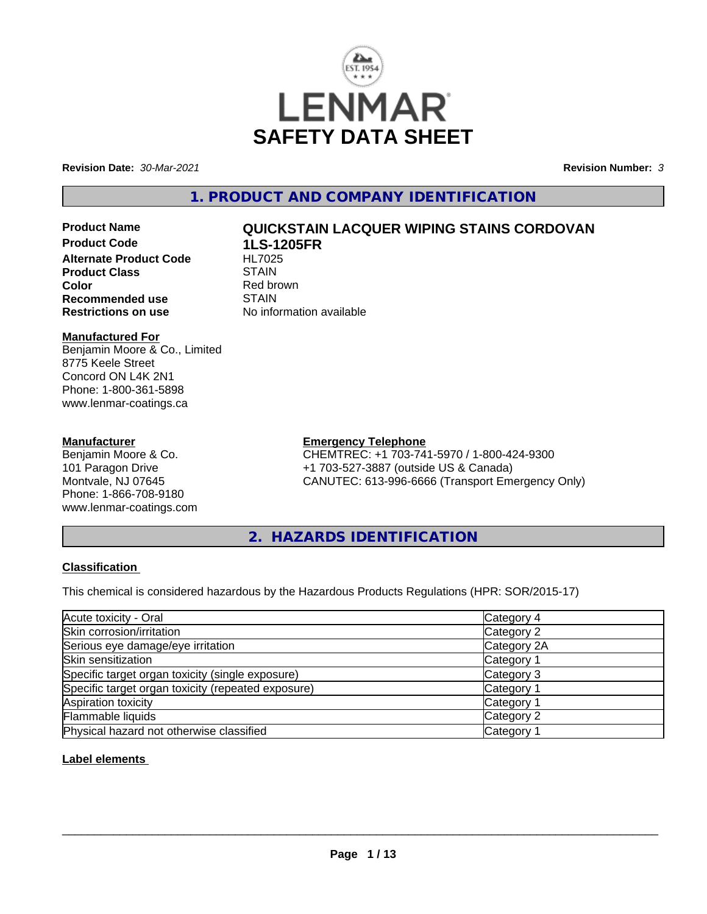# SAFETY DATA SHEET

**Revision Date:** *30-Mar-2021*

**Revision Number:** *3*

## 1. PRODUCT AND COMPANY IDENTIFICATION

**Product Name** **QUICKSTAIN LACQUER WIPING STAINS CORDOVAN**
**Product Code** **1LS-1205FR**
**Alternate Product Code** HL7025
**Product Class** STAIN
**Color** Red brown
**Recommended use** STAIN
**Restrictions on use** No information available

**Manufactured For**
Benjamin Moore & Co., Limited
8775 Keele Street
Concord ON L4K 2N1
Phone: 1-800-361-5898
www.lenmar-coatings.ca

**Manufacturer**
Benjamin Moore & Co.
101 Paragon Drive
Montvale, NJ 07645
Phone: 1-866-708-9180
www.lenmar-coatings.com

**Emergency Telephone**
CHEMTREC: +1 703-741-5970 / 1-800-424-9300
+1 703-527-3887 (outside US & Canada)
CANUTEC: 613-996-6666 (Transport Emergency Only)

## 2. HAZARDS IDENTIFICATION

**Classification**

This chemical is considered hazardous by the Hazardous Products Regulations (HPR: SOR/2015-17)

| Hazard | Category |
|---|---|
| Acute toxicity - Oral | Category 4 |
| Skin corrosion/irritation | Category 2 |
| Serious eye damage/eye irritation | Category 2A |
| Skin sensitization | Category 1 |
| Specific target organ toxicity (single exposure) | Category 3 |
| Specific target organ toxicity (repeated exposure) | Category 1 |
| Aspiration toxicity | Category 1 |
| Flammable liquids | Category 2 |
| Physical hazard not otherwise classified | Category 1 |

**Label elements**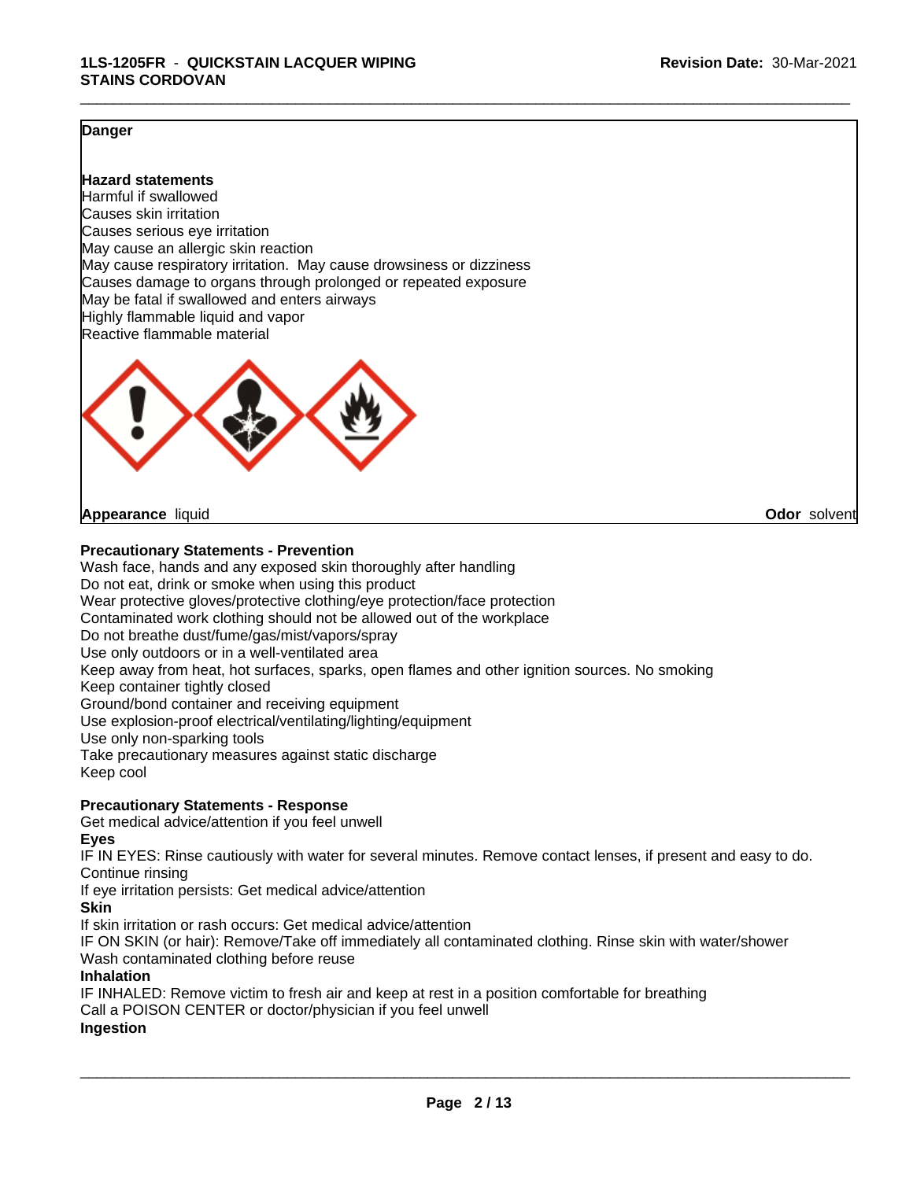**Danger**

**Hazard statements**
Harmful if swallowed
Causes skin irritation
Causes serious eye irritation
May cause an allergic skin reaction
May cause respiratory irritation. May cause drowsiness or dizziness
Causes damage to organs through prolonged or repeated exposure
May be fatal if swallowed and enters airways
Highly flammable liquid and vapor
Reactive flammable material

**Appearance** liquid **Odor** solvent

**Precautionary Statements - Prevention**
Wash face, hands and any exposed skin thoroughly after handling
Do not eat, drink or smoke when using this product
Wear protective gloves/protective clothing/eye protection/face protection
Contaminated work clothing should not be allowed out of the workplace
Do not breathe dust/fume/gas/mist/vapors/spray
Use only outdoors or in a well-ventilated area
Keep away from heat, hot surfaces, sparks, open flames and other ignition sources. No smoking
Keep container tightly closed
Ground/bond container and receiving equipment
Use explosion-proof electrical/ventilating/lighting/equipment
Use only non-sparking tools
Take precautionary measures against static discharge
Keep cool

**Precautionary Statements - Response**
Get medical advice/attention if you feel unwell
**Eyes**
IF IN EYES: Rinse cautiously with water for several minutes. Remove contact lenses, if present and easy to do. Continue rinsing
If eye irritation persists: Get medical advice/attention
**Skin**
If skin irritation or rash occurs: Get medical advice/attention
IF ON SKIN (or hair): Remove/Take off immediately all contaminated clothing. Rinse skin with water/shower
Wash contaminated clothing before reuse
**Inhalation**
IF INHALED: Remove victim to fresh air and keep at rest in a position comfortable for breathing
Call a POISON CENTER or doctor/physician if you feel unwell
**Ingestion**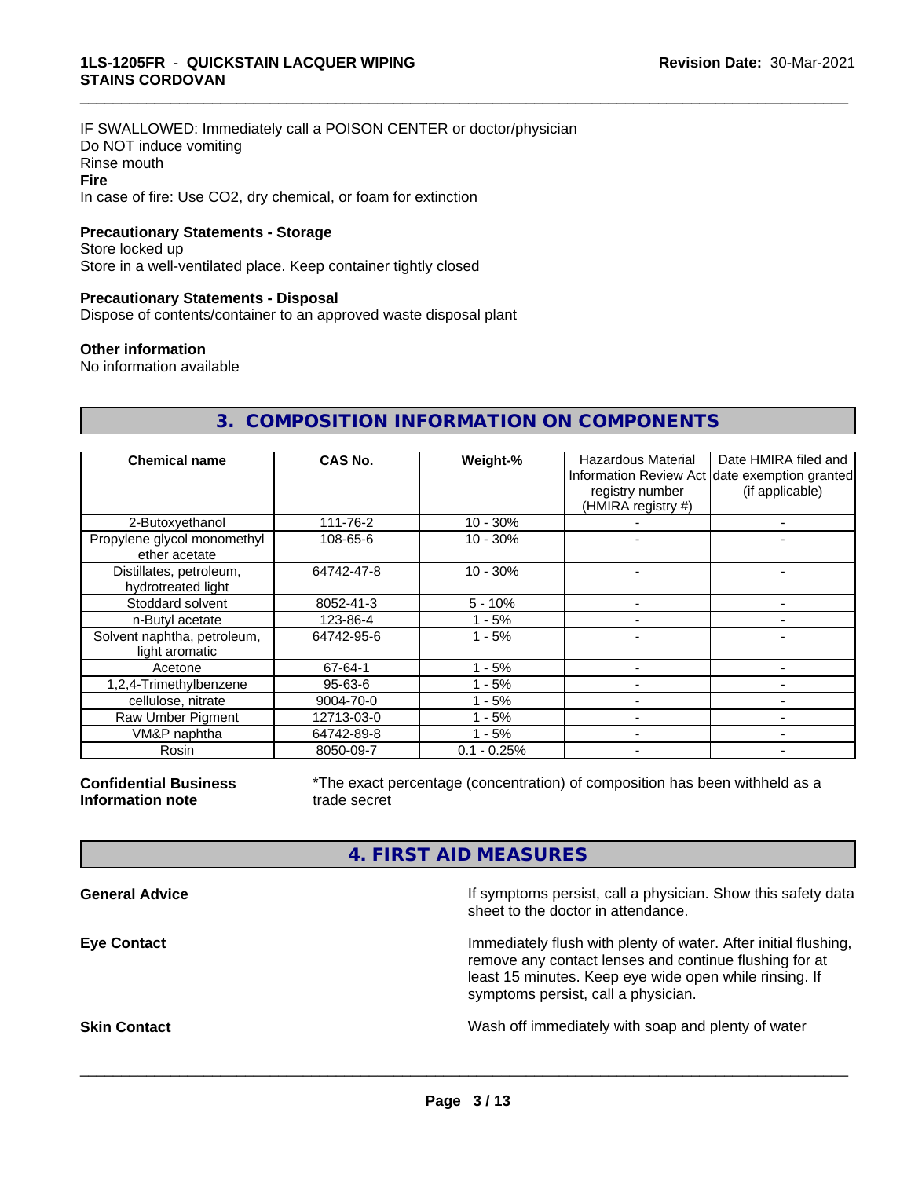IF SWALLOWED: Immediately call a POISON CENTER or doctor/physician
Do NOT induce vomiting
Rinse mouth

**Fire**

In case of fire: Use CO2, dry chemical, or foam for extinction

**Precautionary Statements - Storage**

Store locked up
Store in a well-ventilated place. Keep container tightly closed

**Precautionary Statements - Disposal**

Dispose of contents/container to an approved waste disposal plant

**Other information**

No information available

## 3. COMPOSITION INFORMATION ON COMPONENTS

| Chemical name | CAS No. | Weight-% | Hazardous Material Information Review Act registry number (HMIRA registry #) | Date HMIRA filed and date exemption granted (if applicable) |
|---|---|---|---|---|
| 2-Butoxyethanol | 111-76-2 | 10 - 30% | - | - |
| Propylene glycol monomethyl ether acetate | 108-65-6 | 10 - 30% | - | - |
| Distillates, petroleum, hydrotreated light | 64742-47-8 | 10 - 30% | - | - |
| Stoddard solvent | 8052-41-3 | 5 - 10% | - | - |
| n-Butyl acetate | 123-86-4 | 1 - 5% | - | - |
| Solvent naphtha, petroleum, light aromatic | 64742-95-6 | 1 - 5% | - | - |
| Acetone | 67-64-1 | 1 - 5% | - | - |
| 1,2,4-Trimethylbenzene | 95-63-6 | 1 - 5% | - | - |
| cellulose, nitrate | 9004-70-0 | 1 - 5% | - | - |
| Raw Umber Pigment | 12713-03-0 | 1 - 5% | - | - |
| VM&P naphtha | 64742-89-8 | 1 - 5% | - | - |
| Rosin | 8050-09-7 | 0.1 - 0.25% | - | - |

**Confidential Business Information note**

*The exact percentage (concentration) of composition has been withheld as a trade secret

## 4. FIRST AID MEASURES

**General Advice**

If symptoms persist, call a physician. Show this safety data sheet to the doctor in attendance.

**Eye Contact**

Immediately flush with plenty of water. After initial flushing, remove any contact lenses and continue flushing for at least 15 minutes. Keep eye wide open while rinsing. If symptoms persist, call a physician.

**Skin Contact**

Wash off immediately with soap and plenty of water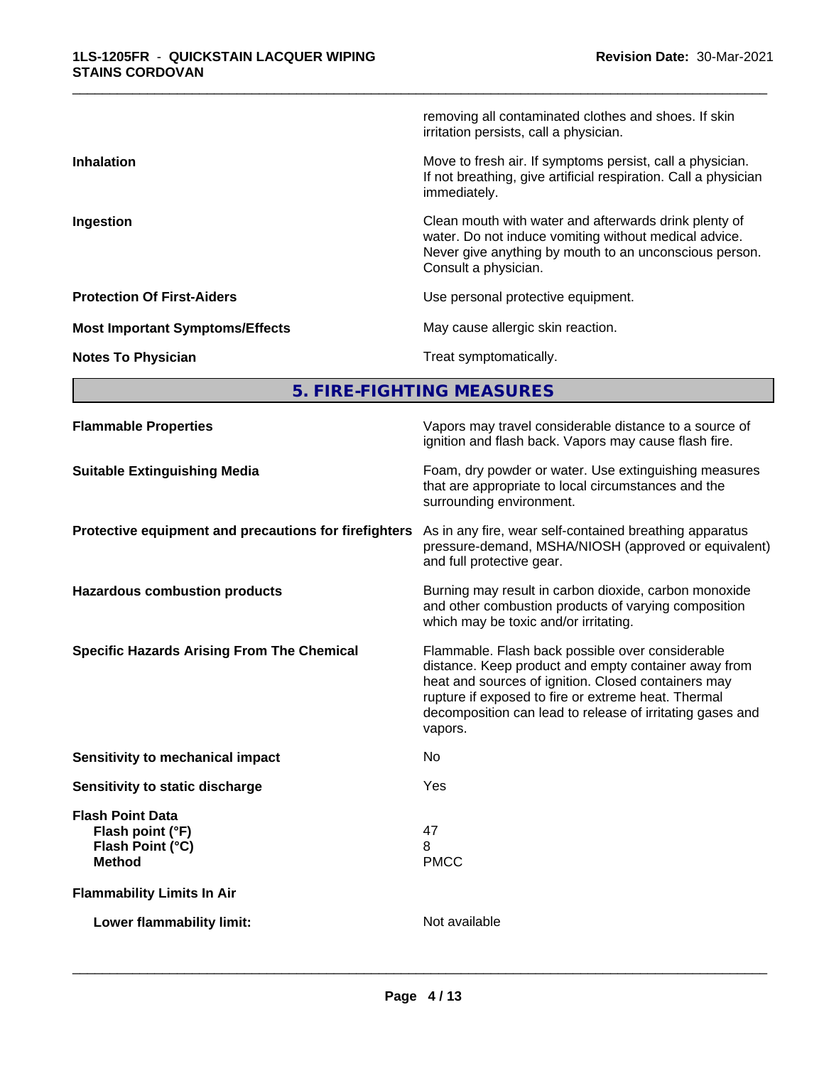| | |
|---|---|
| | removing all contaminated clothes and shoes. If skin irritation persists, call a physician. |
| **Inhalation** | Move to fresh air. If symptoms persist, call a physician. If not breathing, give artificial respiration. Call a physician immediately. |
| **Ingestion** | Clean mouth with water and afterwards drink plenty of water. Do not induce vomiting without medical advice. Never give anything by mouth to an unconscious person. Consult a physician. |
| **Protection Of First-Aiders** | Use personal protective equipment. |
| **Most Important Symptoms/Effects** | May cause allergic skin reaction. |
| **Notes To Physician** | Treat symptomatically. |

## 5. FIRE-FIGHTING MEASURES

| | |
|---|---|
| **Flammable Properties** | Vapors may travel considerable distance to a source of ignition and flash back. Vapors may cause flash fire. |
| **Suitable Extinguishing Media** | Foam, dry powder or water. Use extinguishing measures that are appropriate to local circumstances and the surrounding environment. |
| **Protective equipment and precautions for firefighters** | As in any fire, wear self-contained breathing apparatus pressure-demand, MSHA/NIOSH (approved or equivalent) and full protective gear. |
| **Hazardous combustion products** | Burning may result in carbon dioxide, carbon monoxide and other combustion products of varying composition which may be toxic and/or irritating. |
| **Specific Hazards Arising From The Chemical** | Flammable. Flash back possible over considerable distance. Keep product and empty container away from heat and sources of ignition. Closed containers may rupture if exposed to fire or extreme heat. Thermal decomposition can lead to release of irritating gases and vapors. |
| **Sensitivity to mechanical impact** | No |
| **Sensitivity to static discharge** | Yes |

**Flash Point Data**

| | |
|---|---|
| **Flash point (°F)** | 47 |
| **Flash Point (°C)** | 8 |
| **Method** | PMCC |

**Flammability Limits In Air**

| | |
|---|---|
| **Lower flammability limit:** | Not available |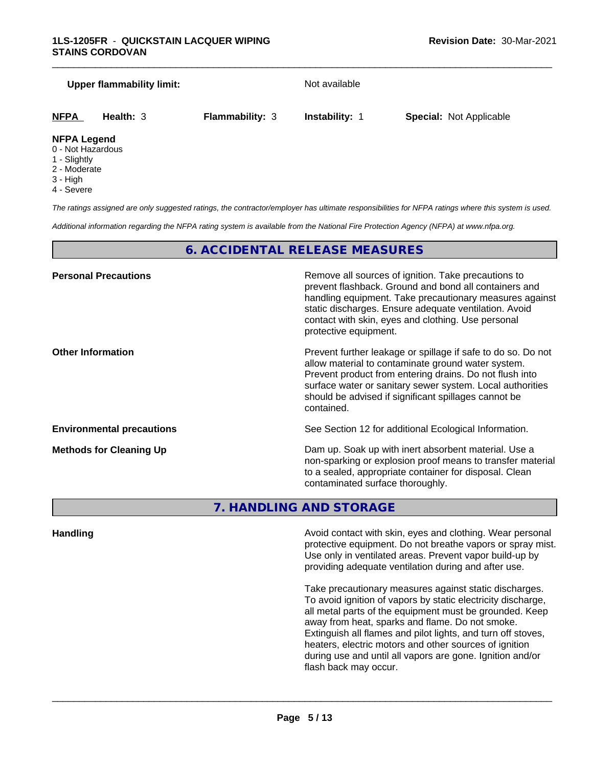**Upper flammability limit:** Not available

| **NFPA** | **Health:** 3 | **Flammability:** 3 | **Instability:** 1 | **Special:** Not Applicable |
|---|---|---|---|---|

**NFPA Legend**
- 0 - Not Hazardous
- 1 - Slightly
- 2 - Moderate
- 3 - High
- 4 - Severe

*The ratings assigned are only suggested ratings, the contractor/employer has ultimate responsibilities for NFPA ratings where this system is used.*

*Additional information regarding the NFPA rating system is available from the National Fire Protection Agency (NFPA) at www.nfpa.org.*

## 6. ACCIDENTAL RELEASE MEASURES

**Personal Precautions**

Remove all sources of ignition. Take precautions to prevent flashback. Ground and bond all containers and handling equipment. Take precautionary measures against static discharges. Ensure adequate ventilation. Avoid contact with skin, eyes and clothing. Use personal protective equipment.

**Other Information**

Prevent further leakage or spillage if safe to do so. Do not allow material to contaminate ground water system. Prevent product from entering drains. Do not flush into surface water or sanitary sewer system. Local authorities should be advised if significant spillages cannot be contained.

**Environmental precautions**

See Section 12 for additional Ecological Information.

**Methods for Cleaning Up**

Dam up. Soak up with inert absorbent material. Use a non-sparking or explosion proof means to transfer material to a sealed, appropriate container for disposal. Clean contaminated surface thoroughly.

## 7. HANDLING AND STORAGE

**Handling**

Avoid contact with skin, eyes and clothing. Wear personal protective equipment. Do not breathe vapors or spray mist. Use only in ventilated areas. Prevent vapor build-up by providing adequate ventilation during and after use.

Take precautionary measures against static discharges. To avoid ignition of vapors by static electricity discharge, all metal parts of the equipment must be grounded. Keep away from heat, sparks and flame. Do not smoke. Extinguish all flames and pilot lights, and turn off stoves, heaters, electric motors and other sources of ignition during use and until all vapors are gone. Ignition and/or flash back may occur.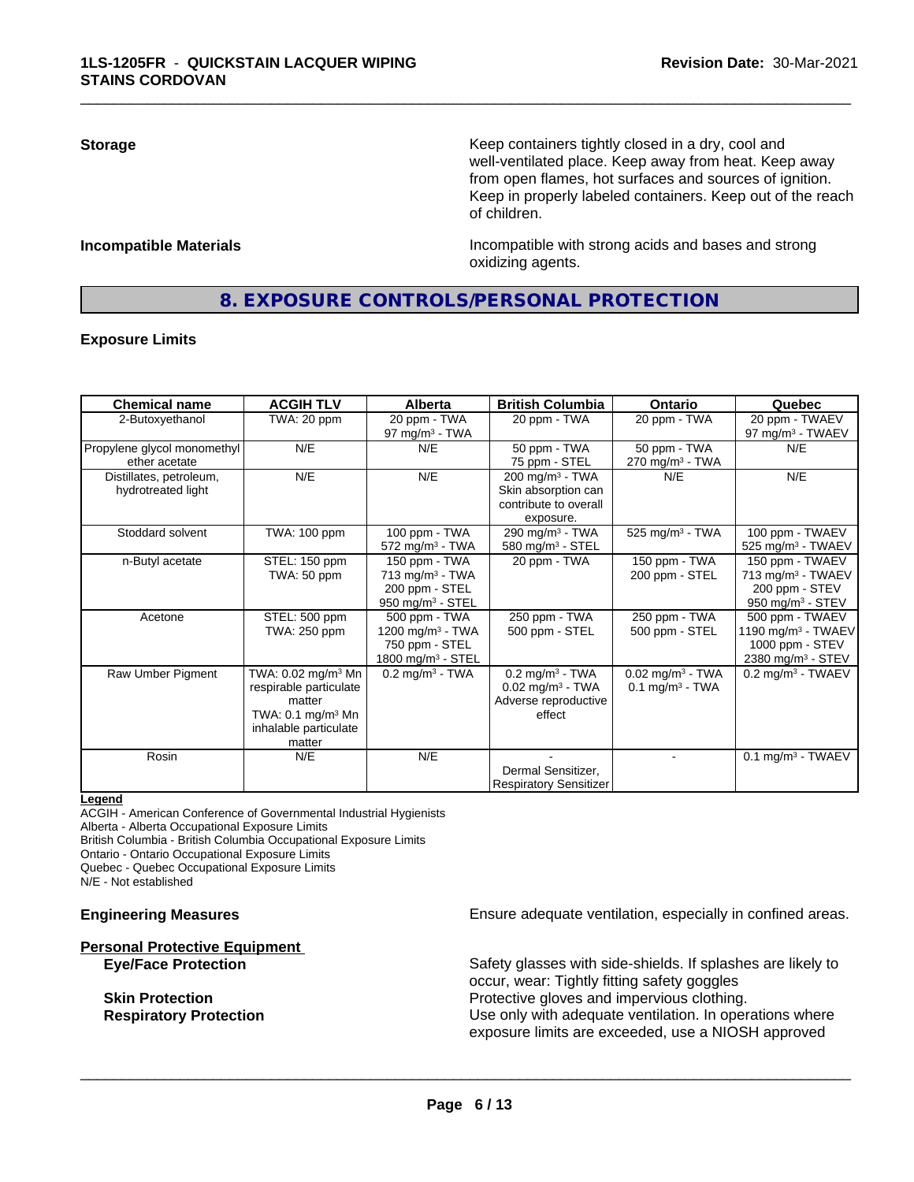**Storage**

Keep containers tightly closed in a dry, cool and well-ventilated place. Keep away from heat. Keep away from open flames, hot surfaces and sources of ignition. Keep in properly labeled containers. Keep out of the reach of children.

**Incompatible Materials**

Incompatible with strong acids and bases and strong oxidizing agents.

## 8. EXPOSURE CONTROLS/PERSONAL PROTECTION

**Exposure Limits**

| Chemical name | ACGIH TLV | Alberta | British Columbia | Ontario | Quebec |
|---|---|---|---|---|---|
| 2-Butoxyethanol | TWA: 20 ppm | 20 ppm - TWA<br>97 mg/m³ - TWA | 20 ppm - TWA | 20 ppm - TWA | 20 ppm - TWAEV<br>97 mg/m³ - TWAEV |
| Propylene glycol monomethyl ether acetate | N/E | N/E | 50 ppm - TWA<br>75 ppm - STEL | 50 ppm - TWA<br>270 mg/m³ - TWA | N/E |
| Distillates, petroleum, hydrotreated light | N/E | N/E | 200 mg/m³ - TWA<br>Skin absorption can contribute to overall exposure. | N/E | N/E |
| Stoddard solvent | TWA: 100 ppm | 100 ppm - TWA<br>572 mg/m³ - TWA | 290 mg/m³ - TWA<br>580 mg/m³ - STEL | 525 mg/m³ - TWA | 100 ppm - TWAEV<br>525 mg/m³ - TWAEV |
| n-Butyl acetate | STEL: 150 ppm<br>TWA: 50 ppm | 150 ppm - TWA<br>713 mg/m³ - TWA<br>200 ppm - STEL<br>950 mg/m³ - STEL | 20 ppm - TWA | 150 ppm - TWA<br>200 ppm - STEL | 150 ppm - TWAEV<br>713 mg/m³ - TWAEV<br>200 ppm - STEV<br>950 mg/m³ - STEV |
| Acetone | STEL: 500 ppm<br>TWA: 250 ppm | 500 ppm - TWA<br>1200 mg/m³ - TWA<br>750 ppm - STEL<br>1800 mg/m³ - STEL | 250 ppm - TWA<br>500 ppm - STEL | 250 ppm - TWA<br>500 ppm - STEL | 500 ppm - TWAEV<br>1190 mg/m³ - TWAEV<br>1000 ppm - STEV<br>2380 mg/m³ - STEV |
| Raw Umber Pigment | TWA: 0.02 mg/m³ Mn respirable particulate matter<br>TWA: 0.1 mg/m³ Mn inhalable particulate matter | 0.2 mg/m³ - TWA | 0.2 mg/m³ - TWA<br>0.02 mg/m³ - TWA<br>Adverse reproductive effect | 0.02 mg/m³ - TWA<br>0.1 mg/m³ - TWA | 0.2 mg/m³ - TWAEV |
| Rosin | N/E | N/E | -<br>Dermal Sensitizer,<br>Respiratory Sensitizer | - | 0.1 mg/m³ - TWAEV |

**Legend**

ACGIH - American Conference of Governmental Industrial Hygienists
Alberta - Alberta Occupational Exposure Limits
British Columbia - British Columbia Occupational Exposure Limits
Ontario - Ontario Occupational Exposure Limits
Quebec - Quebec Occupational Exposure Limits
N/E - Not established

**Engineering Measures**

Ensure adequate ventilation, especially in confined areas.

**Personal Protective Equipment**

**Eye/Face Protection**

Safety glasses with side-shields. If splashes are likely to occur, wear: Tightly fitting safety goggles

**Skin Protection**

Protective gloves and impervious clothing.

**Respiratory Protection**

Use only with adequate ventilation. In operations where exposure limits are exceeded, use a NIOSH approved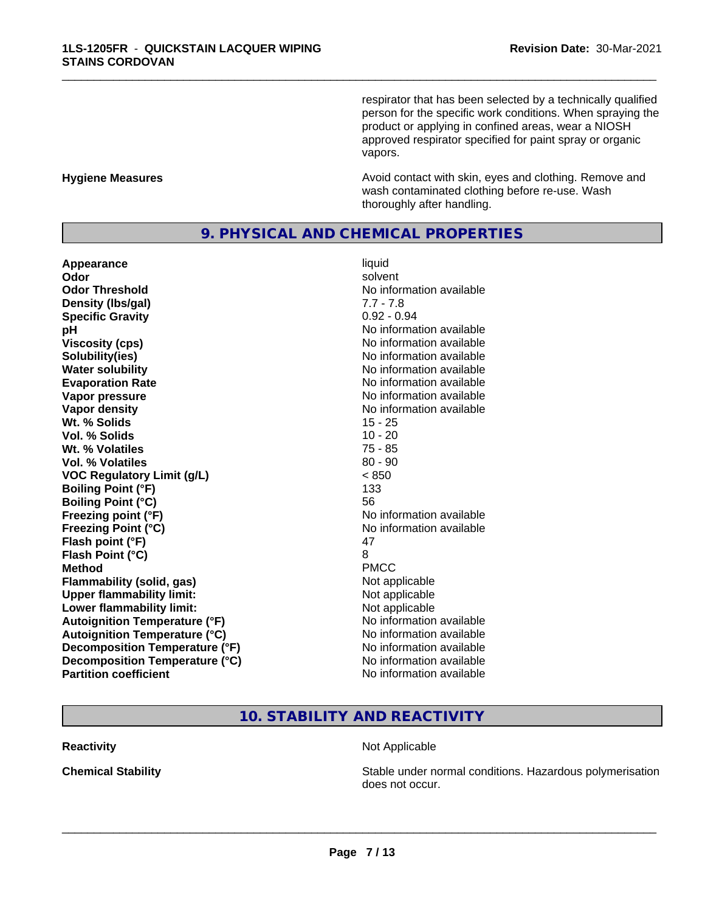respirator that has been selected by a technically qualified person for the specific work conditions. When spraying the product or applying in confined areas, wear a NIOSH approved respirator specified for paint spray or organic vapors.

**Hygiene Measures** — Avoid contact with skin, eyes and clothing. Remove and wash contaminated clothing before re-use. Wash thoroughly after handling.

## 9. PHYSICAL AND CHEMICAL PROPERTIES

| | |
|---|---|
| **Appearance** | liquid |
| **Odor** | solvent |
| **Odor Threshold** | No information available |
| **Density (lbs/gal)** | 7.7 - 7.8 |
| **Specific Gravity** | 0.92 - 0.94 |
| **pH** | No information available |
| **Viscosity (cps)** | No information available |
| **Solubility(ies)** | No information available |
| **Water solubility** | No information available |
| **Evaporation Rate** | No information available |
| **Vapor pressure** | No information available |
| **Vapor density** | No information available |
| **Wt. % Solids** | 15 - 25 |
| **Vol. % Solids** | 10 - 20 |
| **Wt. % Volatiles** | 75 - 85 |
| **Vol. % Volatiles** | 80 - 90 |
| **VOC Regulatory Limit (g/L)** | < 850 |
| **Boiling Point (°F)** | 133 |
| **Boiling Point (°C)** | 56 |
| **Freezing point (°F)** | No information available |
| **Freezing Point (°C)** | No information available |
| **Flash point (°F)** | 47 |
| **Flash Point (°C)** | 8 |
| **Method** | PMCC |
| **Flammability (solid, gas)** | Not applicable |
| **Upper flammability limit:** | Not applicable |
| **Lower flammability limit:** | Not applicable |
| **Autoignition Temperature (°F)** | No information available |
| **Autoignition Temperature (°C)** | No information available |
| **Decomposition Temperature (°F)** | No information available |
| **Decomposition Temperature (°C)** | No information available |
| **Partition coefficient** | No information available |

## 10. STABILITY AND REACTIVITY

**Reactivity** — Not Applicable

**Chemical Stability** — Stable under normal conditions. Hazardous polymerisation does not occur.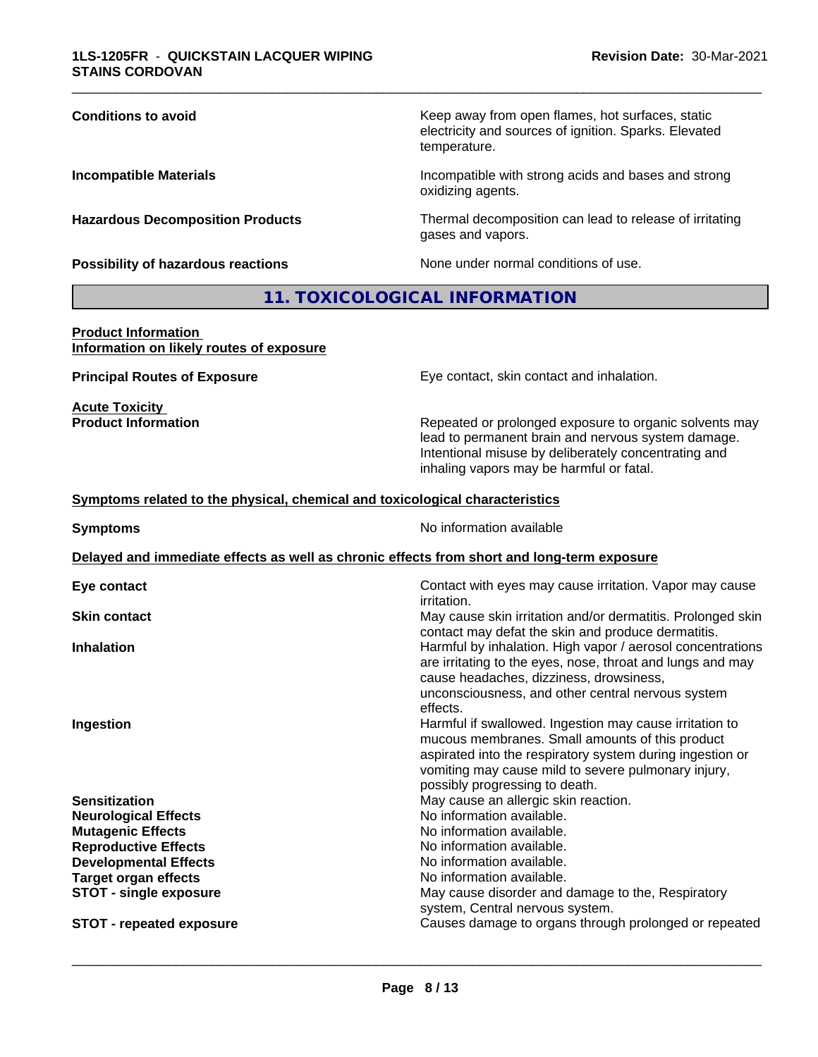| | |
|---|---|
| **Conditions to avoid** | Keep away from open flames, hot surfaces, static electricity and sources of ignition. Sparks. Elevated temperature. |
| **Incompatible Materials** | Incompatible with strong acids and bases and strong oxidizing agents. |
| **Hazardous Decomposition Products** | Thermal decomposition can lead to release of irritating gases and vapors. |
| **Possibility of hazardous reactions** | None under normal conditions of use. |

## 11. TOXICOLOGICAL INFORMATION

**Product Information**
**Information on likely routes of exposure**

| | |
|---|---|
| **Principal Routes of Exposure** | Eye contact, skin contact and inhalation. |

**Acute Toxicity**

| | |
|---|---|
| **Product Information** | Repeated or prolonged exposure to organic solvents may lead to permanent brain and nervous system damage. Intentional misuse by deliberately concentrating and inhaling vapors may be harmful or fatal. |

**Symptoms related to the physical, chemical and toxicological characteristics**

| | |
|---|---|
| **Symptoms** | No information available |

**Delayed and immediate effects as well as chronic effects from short and long-term exposure**

| | |
|---|---|
| **Eye contact** | Contact with eyes may cause irritation. Vapor may cause irritation. |
| **Skin contact** | May cause skin irritation and/or dermatitis. Prolonged skin contact may defat the skin and produce dermatitis. |
| **Inhalation** | Harmful by inhalation. High vapor / aerosol concentrations are irritating to the eyes, nose, throat and lungs and may cause headaches, dizziness, drowsiness, unconsciousness, and other central nervous system effects. |
| **Ingestion** | Harmful if swallowed. Ingestion may cause irritation to mucous membranes. Small amounts of this product aspirated into the respiratory system during ingestion or vomiting may cause mild to severe pulmonary injury, possibly progressing to death. |
| **Sensitization** | May cause an allergic skin reaction. |
| **Neurological Effects** | No information available. |
| **Mutagenic Effects** | No information available. |
| **Reproductive Effects** | No information available. |
| **Developmental Effects** | No information available. |
| **Target organ effects** | No information available. |
| **STOT - single exposure** | May cause disorder and damage to the, Respiratory system, Central nervous system. |
| **STOT - repeated exposure** | Causes damage to organs through prolonged or repeated |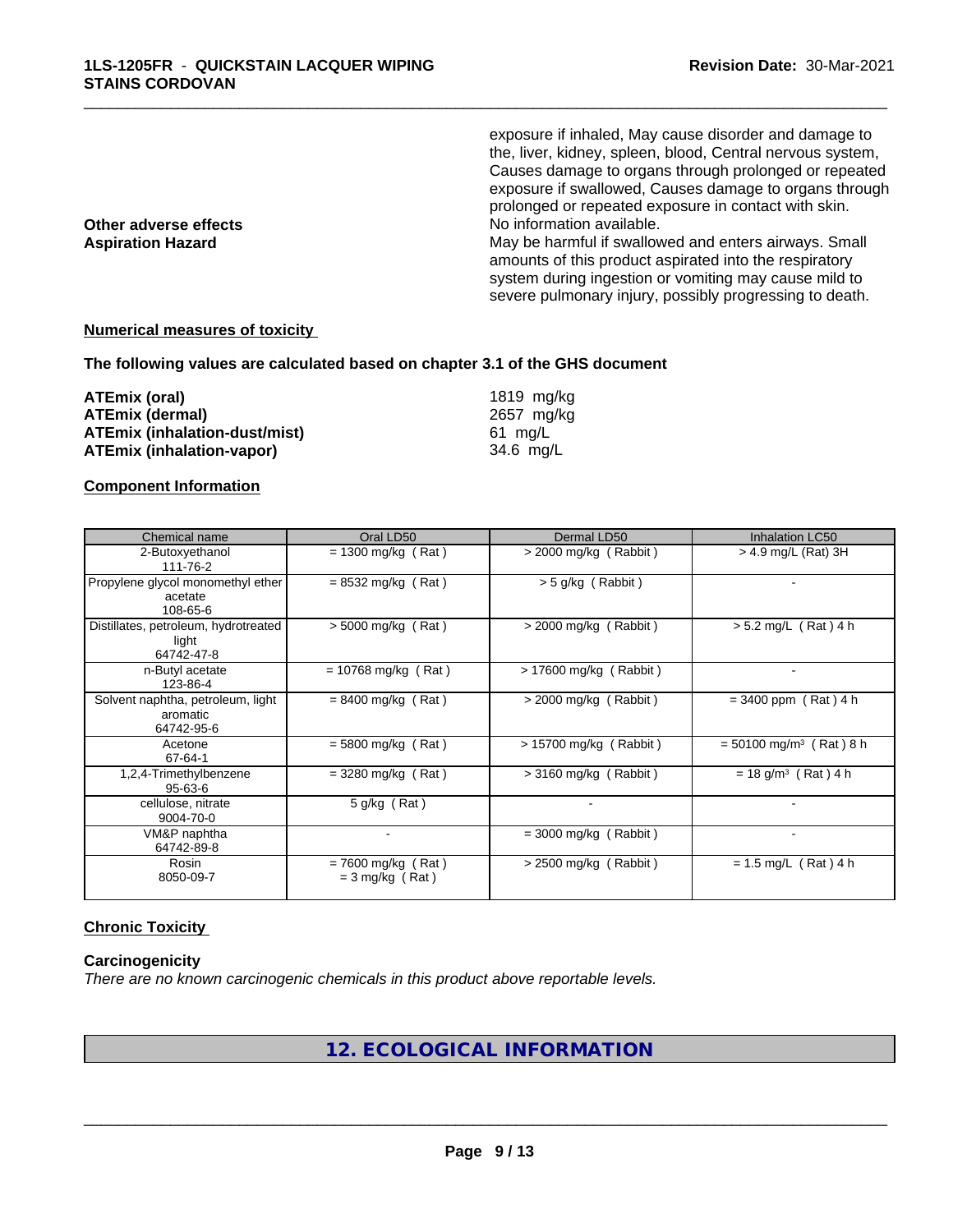exposure if inhaled, May cause disorder and damage to the, liver, kidney, spleen, blood, Central nervous system, Causes damage to organs through prolonged or repeated exposure if swallowed, Causes damage to organs through prolonged or repeated exposure in contact with skin.

**Other adverse effects** No information available.

**Aspiration Hazard** May be harmful if swallowed and enters airways. Small amounts of this product aspirated into the respiratory system during ingestion or vomiting may cause mild to severe pulmonary injury, possibly progressing to death.

**Numerical measures of toxicity**

**The following values are calculated based on chapter 3.1 of the GHS document**

| | |
|---|---|
| **ATEmix (oral)** | 1819 mg/kg |
| **ATEmix (dermal)** | 2657 mg/kg |
| **ATEmix (inhalation-dust/mist)** | 61 mg/L |
| **ATEmix (inhalation-vapor)** | 34.6 mg/L |

**Component Information**

| Chemical name | Oral LD50 | Dermal LD50 | Inhalation LC50 |
|---|---|---|---|
| 2-Butoxyethanol 111-76-2 | = 1300 mg/kg ( Rat ) | > 2000 mg/kg ( Rabbit ) | > 4.9 mg/L (Rat) 3H |
| Propylene glycol monomethyl ether acetate 108-65-6 | = 8532 mg/kg ( Rat ) | > 5 g/kg ( Rabbit ) | - |
| Distillates, petroleum, hydrotreated light 64742-47-8 | > 5000 mg/kg ( Rat ) | > 2000 mg/kg ( Rabbit ) | > 5.2 mg/L ( Rat ) 4 h |
| n-Butyl acetate 123-86-4 | = 10768 mg/kg ( Rat ) | > 17600 mg/kg ( Rabbit ) | - |
| Solvent naphtha, petroleum, light aromatic 64742-95-6 | = 8400 mg/kg ( Rat ) | > 2000 mg/kg ( Rabbit ) | = 3400 ppm ( Rat ) 4 h |
| Acetone 67-64-1 | = 5800 mg/kg ( Rat ) | > 15700 mg/kg ( Rabbit ) | = 50100 mg/m³ ( Rat ) 8 h |
| 1,2,4-Trimethylbenzene 95-63-6 | = 3280 mg/kg ( Rat ) | > 3160 mg/kg ( Rabbit ) | = 18 g/m³ ( Rat ) 4 h |
| cellulose, nitrate 9004-70-0 | 5 g/kg ( Rat ) | - | - |
| VM&P naphtha 64742-89-8 | - | = 3000 mg/kg ( Rabbit ) | - |
| Rosin 8050-09-7 | = 7600 mg/kg ( Rat ) = 3 mg/kg ( Rat ) | > 2500 mg/kg ( Rabbit ) | = 1.5 mg/L ( Rat ) 4 h |

**Chronic Toxicity**

**Carcinogenicity**

*There are no known carcinogenic chemicals in this product above reportable levels.*

## 12. ECOLOGICAL INFORMATION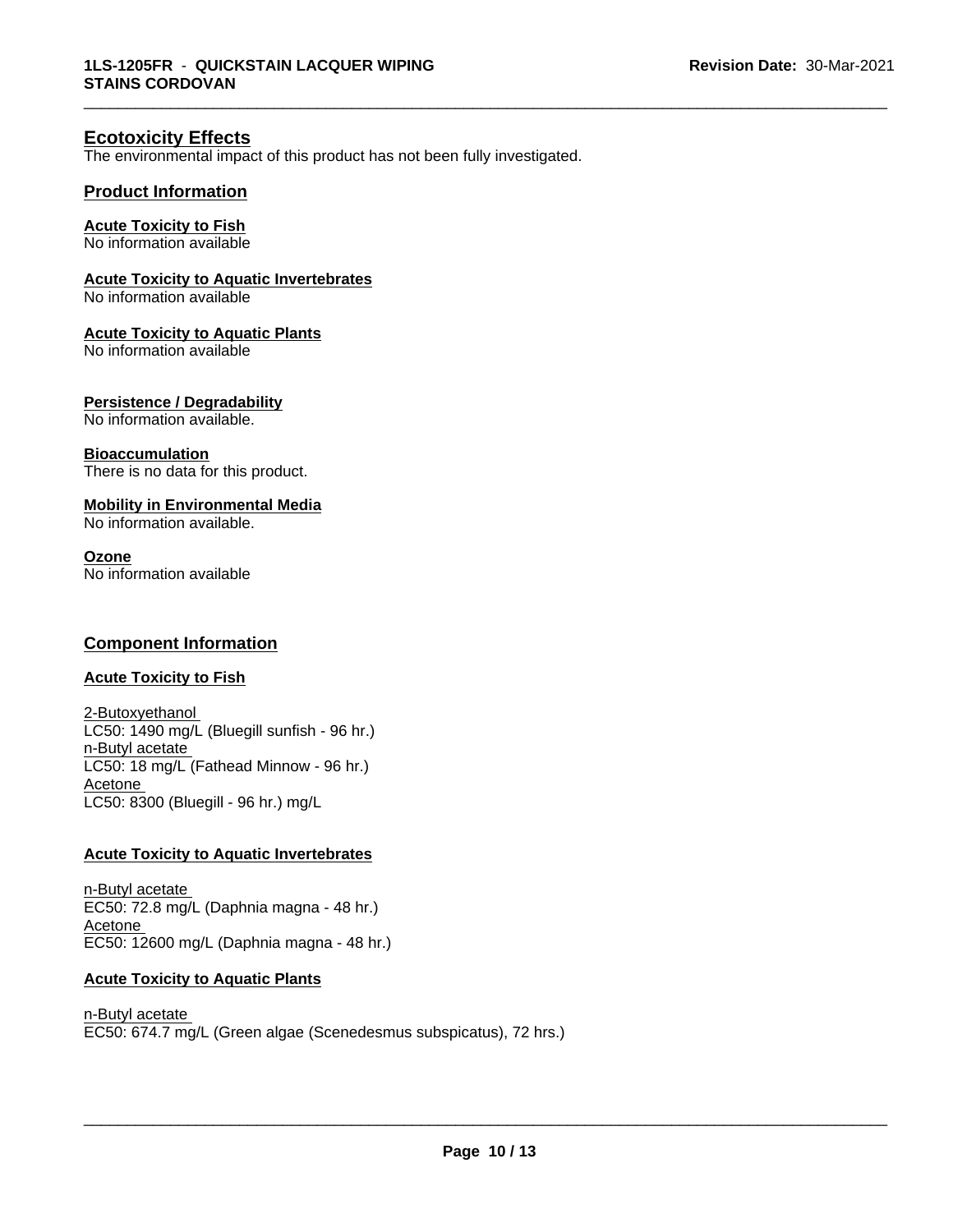## Ecotoxicity Effects

The environmental impact of this product has not been fully investigated.

### Product Information

**Acute Toxicity to Fish**
No information available

**Acute Toxicity to Aquatic Invertebrates**
No information available

**Acute Toxicity to Aquatic Plants**
No information available

**Persistence / Degradability**
No information available.

**Bioaccumulation**
There is no data for this product.

**Mobility in Environmental Media**
No information available.

**Ozone**
No information available

### Component Information

**Acute Toxicity to Fish**

2-Butoxyethanol
LC50: 1490 mg/L (Bluegill sunfish - 96 hr.)
n-Butyl acetate
LC50: 18 mg/L (Fathead Minnow - 96 hr.)
Acetone
LC50: 8300 (Bluegill - 96 hr.) mg/L

**Acute Toxicity to Aquatic Invertebrates**

n-Butyl acetate
EC50: 72.8 mg/L (Daphnia magna - 48 hr.)
Acetone
EC50: 12600 mg/L (Daphnia magna - 48 hr.)

**Acute Toxicity to Aquatic Plants**

n-Butyl acetate
EC50: 674.7 mg/L (Green algae (Scenedesmus subspicatus), 72 hrs.)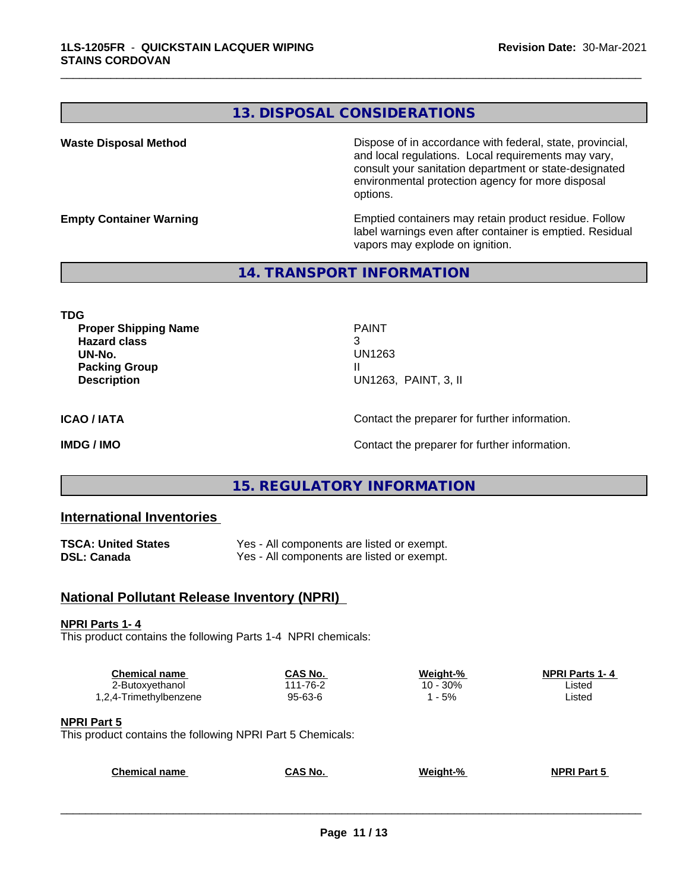## 13. DISPOSAL CONSIDERATIONS

**Waste Disposal Method**

Dispose of in accordance with federal, state, provincial, and local regulations. Local requirements may vary, consult your sanitation department or state-designated environmental protection agency for more disposal options.

**Empty Container Warning**

Emptied containers may retain product residue. Follow label warnings even after container is emptied. Residual vapors may explode on ignition.

## 14. TRANSPORT INFORMATION

**TDG**

| | |
|---|---|
| **Proper Shipping Name** | PAINT |
| **Hazard class** | 3 |
| **UN-No.** | UN1263 |
| **Packing Group** | II |
| **Description** | UN1263, PAINT, 3, II |

**ICAO / IATA** Contact the preparer for further information.

**IMDG / IMO** Contact the preparer for further information.

## 15. REGULATORY INFORMATION

### International Inventories

| | |
|---|---|
| **TSCA: United States** | Yes - All components are listed or exempt. |
| **DSL: Canada** | Yes - All components are listed or exempt. |

### National Pollutant Release Inventory (NPRI)

**NPRI Parts 1- 4**

This product contains the following Parts 1-4 NPRI chemicals:

| Chemical name | CAS No. | Weight-% | NPRI Parts 1- 4 |
|---|---|---|---|
| 2-Butoxyethanol | 111-76-2 | 10 - 30% | Listed |
| 1,2,4-Trimethylbenzene | 95-63-6 | 1 - 5% | Listed |

**NPRI Part 5**

This product contains the following NPRI Part 5 Chemicals:

| Chemical name | CAS No. | Weight-% | NPRI Part 5 |
|---|---|---|---|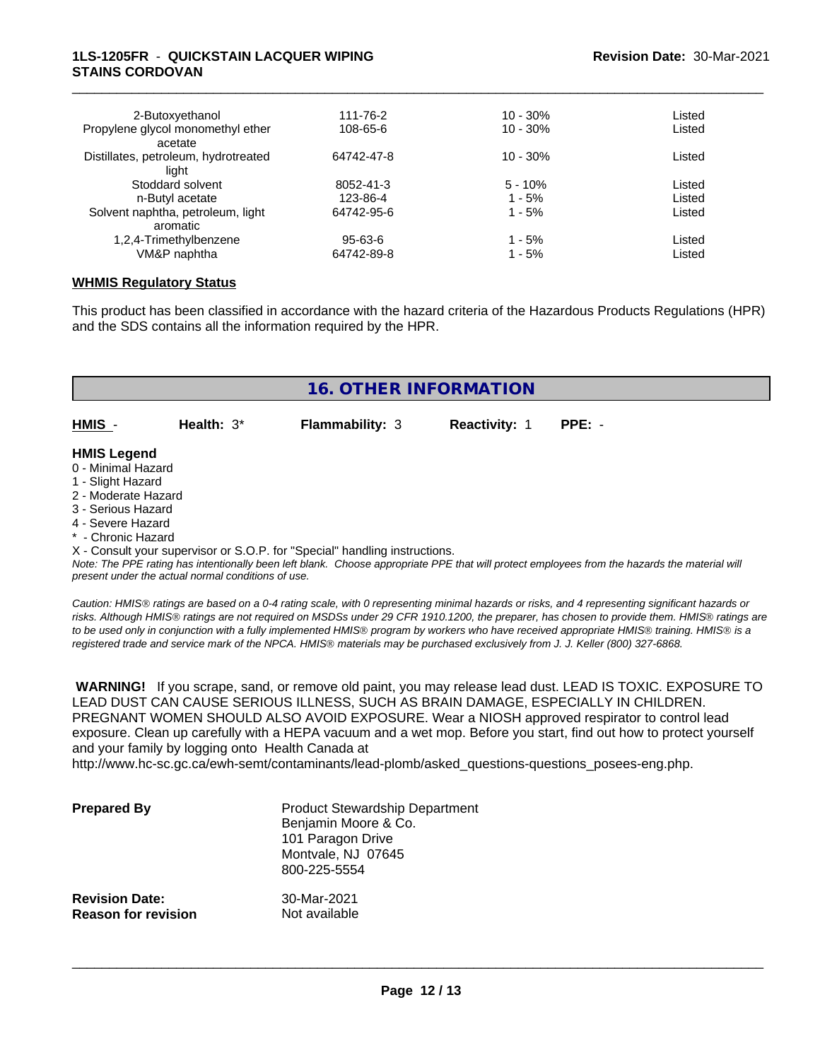| | | | |
|---|---|---|---|
| 2-Butoxyethanol | 111-76-2 | 10 - 30% | Listed |
| Propylene glycol monomethyl ether acetate | 108-65-6 | 10 - 30% | Listed |
| Distillates, petroleum, hydrotreated light | 64742-47-8 | 10 - 30% | Listed |
| Stoddard solvent | 8052-41-3 | 5 - 10% | Listed |
| n-Butyl acetate | 123-86-4 | 1 - 5% | Listed |
| Solvent naphtha, petroleum, light aromatic | 64742-95-6 | 1 - 5% | Listed |
| 1,2,4-Trimethylbenzene | 95-63-6 | 1 - 5% | Listed |
| VM&P naphtha | 64742-89-8 | 1 - 5% | Listed |

**WHMIS Regulatory Status**

This product has been classified in accordance with the hazard criteria of the Hazardous Products Regulations (HPR) and the SDS contains all the information required by the HPR.

## 16. OTHER INFORMATION

**HMIS** - **Health:** 3* **Flammability:** 3 **Reactivity:** 1 **PPE:** -

**HMIS Legend**
0 - Minimal Hazard
1 - Slight Hazard
2 - Moderate Hazard
3 - Serious Hazard
4 - Severe Hazard
* - Chronic Hazard
X - Consult your supervisor or S.O.P. for "Special" handling instructions.

*Note: The PPE rating has intentionally been left blank. Choose appropriate PPE that will protect employees from the hazards the material will present under the actual normal conditions of use.*

*Caution: HMIS® ratings are based on a 0-4 rating scale, with 0 representing minimal hazards or risks, and 4 representing significant hazards or risks. Although HMIS® ratings are not required on MSDSs under 29 CFR 1910.1200, the preparer, has chosen to provide them. HMIS® ratings are to be used only in conjunction with a fully implemented HMIS® program by workers who have received appropriate HMIS® training. HMIS® is a registered trade and service mark of the NPCA. HMIS® materials may be purchased exclusively from J. J. Keller (800) 327-6868.*

**WARNING!** If you scrape, sand, or remove old paint, you may release lead dust. LEAD IS TOXIC. EXPOSURE TO LEAD DUST CAN CAUSE SERIOUS ILLNESS, SUCH AS BRAIN DAMAGE, ESPECIALLY IN CHILDREN. PREGNANT WOMEN SHOULD ALSO AVOID EXPOSURE. Wear a NIOSH approved respirator to control lead exposure. Clean up carefully with a HEPA vacuum and a wet mop. Before you start, find out how to protect yourself and your family by logging onto Health Canada at http://www.hc-sc.gc.ca/ewh-semt/contaminants/lead-plomb/asked_questions-questions_posees-eng.php.

**Prepared By**
Product Stewardship Department
Benjamin Moore & Co.
101 Paragon Drive
Montvale, NJ 07645
800-225-5554

**Revision Date:** 30-Mar-2021
**Reason for revision** Not available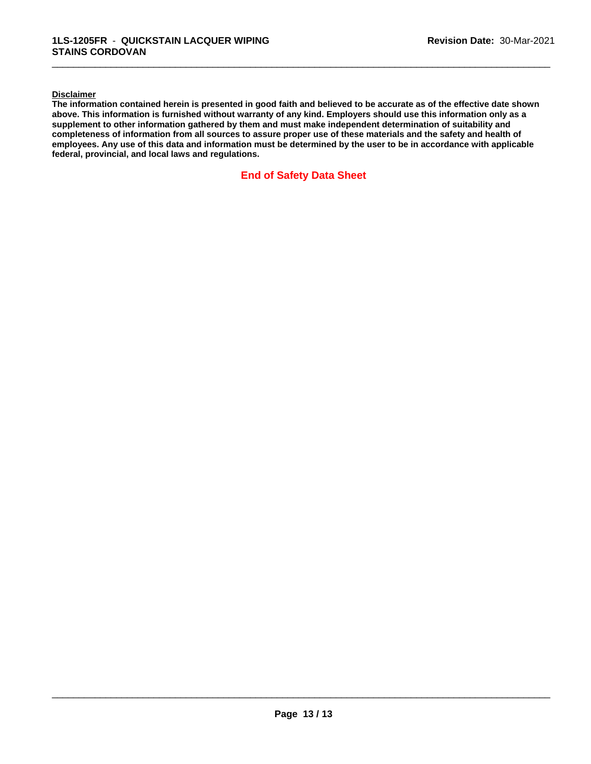**Disclaimer**

**The information contained herein is presented in good faith and believed to be accurate as of the effective date shown above. This information is furnished without warranty of any kind. Employers should use this information only as a supplement to other information gathered by them and must make independent determination of suitability and completeness of information from all sources to assure proper use of these materials and the safety and health of employees. Any use of this data and information must be determined by the user to be in accordance with applicable federal, provincial, and local laws and regulations.**

**End of Safety Data Sheet**